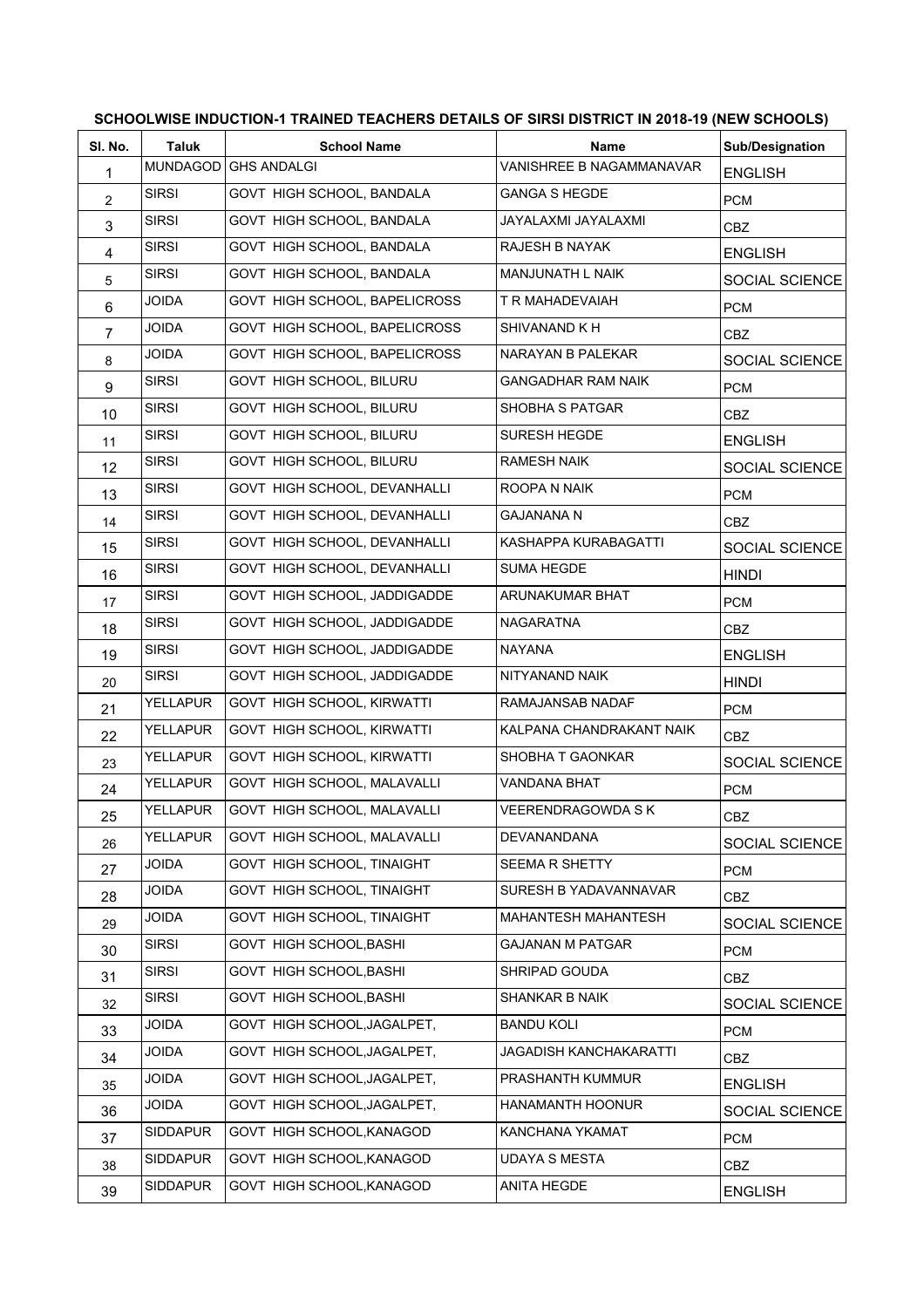**SCHOOLWISE INDUCTION-1 TRAINED TEACHERS DETAILS OF SIRSI DISTRICT IN 2018-19 (NEW SCHOOLS)**

| Sl. No. | Taluk | School Name | Name | Sub/Designation |
|---|---|---|---|---|
| 1 | MUNDAGOD | GHS ANDALGI | VANISHREE B NAGAMMANAVAR | ENGLISH |
| 2 | SIRSI | GOVT HIGH SCHOOL, BANDALA | GANGA S HEGDE | PCM |
| 3 | SIRSI | GOVT HIGH SCHOOL, BANDALA | JAYALAXMI JAYALAXMI | CBZ |
| 4 | SIRSI | GOVT HIGH SCHOOL, BANDALA | RAJESH B NAYAK | ENGLISH |
| 5 | SIRSI | GOVT HIGH SCHOOL, BANDALA | MANJUNATH L NAIK | SOCIAL SCIENCE |
| 6 | JOIDA | GOVT HIGH SCHOOL, BAPELICROSS | T R MAHADEVAIAH | PCM |
| 7 | JOIDA | GOVT HIGH SCHOOL, BAPELICROSS | SHIVANAND K H | CBZ |
| 8 | JOIDA | GOVT HIGH SCHOOL, BAPELICROSS | NARAYAN B PALEKAR | SOCIAL SCIENCE |
| 9 | SIRSI | GOVT HIGH SCHOOL, BILURU | GANGADHAR RAM NAIK | PCM |
| 10 | SIRSI | GOVT HIGH SCHOOL, BILURU | SHOBHA S PATGAR | CBZ |
| 11 | SIRSI | GOVT HIGH SCHOOL, BILURU | SURESH HEGDE | ENGLISH |
| 12 | SIRSI | GOVT HIGH SCHOOL, BILURU | RAMESH NAIK | SOCIAL SCIENCE |
| 13 | SIRSI | GOVT HIGH SCHOOL, DEVANHALLI | ROOPA N NAIK | PCM |
| 14 | SIRSI | GOVT HIGH SCHOOL, DEVANHALLI | GAJANANA N | CBZ |
| 15 | SIRSI | GOVT HIGH SCHOOL, DEVANHALLI | KASHAPPA KURABAGATTI | SOCIAL SCIENCE |
| 16 | SIRSI | GOVT HIGH SCHOOL, DEVANHALLI | SUMA HEGDE | HINDI |
| 17 | SIRSI | GOVT HIGH SCHOOL, JADDIGADDE | ARUNAKUMAR BHAT | PCM |
| 18 | SIRSI | GOVT HIGH SCHOOL, JADDIGADDE | NAGARATNA | CBZ |
| 19 | SIRSI | GOVT HIGH SCHOOL, JADDIGADDE | NAYANA | ENGLISH |
| 20 | SIRSI | GOVT HIGH SCHOOL, JADDIGADDE | NITYANAND NAIK | HINDI |
| 21 | YELLAPUR | GOVT HIGH SCHOOL, KIRWATTI | RAMAJANSAB NADAF | PCM |
| 22 | YELLAPUR | GOVT HIGH SCHOOL, KIRWATTI | KALPANA CHANDRAKANT NAIK | CBZ |
| 23 | YELLAPUR | GOVT HIGH SCHOOL, KIRWATTI | SHOBHA T GAONKAR | SOCIAL SCIENCE |
| 24 | YELLAPUR | GOVT HIGH SCHOOL, MALAVALLI | VANDANA BHAT | PCM |
| 25 | YELLAPUR | GOVT HIGH SCHOOL, MALAVALLI | VEERENDRAGOWDA S K | CBZ |
| 26 | YELLAPUR | GOVT HIGH SCHOOL, MALAVALLI | DEVANANDANA | SOCIAL SCIENCE |
| 27 | JOIDA | GOVT HIGH SCHOOL, TINAIGHT | SEEMA R SHETTY | PCM |
| 28 | JOIDA | GOVT HIGH SCHOOL, TINAIGHT | SURESH B YADAVANNAVAR | CBZ |
| 29 | JOIDA | GOVT HIGH SCHOOL, TINAIGHT | MAHANTESH MAHANTESH | SOCIAL SCIENCE |
| 30 | SIRSI | GOVT HIGH SCHOOL,BASHI | GAJANAN M PATGAR | PCM |
| 31 | SIRSI | GOVT HIGH SCHOOL,BASHI | SHRIPAD GOUDA | CBZ |
| 32 | SIRSI | GOVT HIGH SCHOOL,BASHI | SHANKAR B NAIK | SOCIAL SCIENCE |
| 33 | JOIDA | GOVT HIGH SCHOOL,JAGALPET, | BANDU KOLI | PCM |
| 34 | JOIDA | GOVT HIGH SCHOOL,JAGALPET, | JAGADISH KANCHAKARATTI | CBZ |
| 35 | JOIDA | GOVT HIGH SCHOOL,JAGALPET, | PRASHANTH KUMMUR | ENGLISH |
| 36 | JOIDA | GOVT HIGH SCHOOL,JAGALPET, | HANAMANTH HOONUR | SOCIAL SCIENCE |
| 37 | SIDDAPUR | GOVT HIGH SCHOOL,KANAGOD | KANCHANA YKAMAT | PCM |
| 38 | SIDDAPUR | GOVT HIGH SCHOOL,KANAGOD | UDAYA S MESTA | CBZ |
| 39 | SIDDAPUR | GOVT HIGH SCHOOL,KANAGOD | ANITA HEGDE | ENGLISH |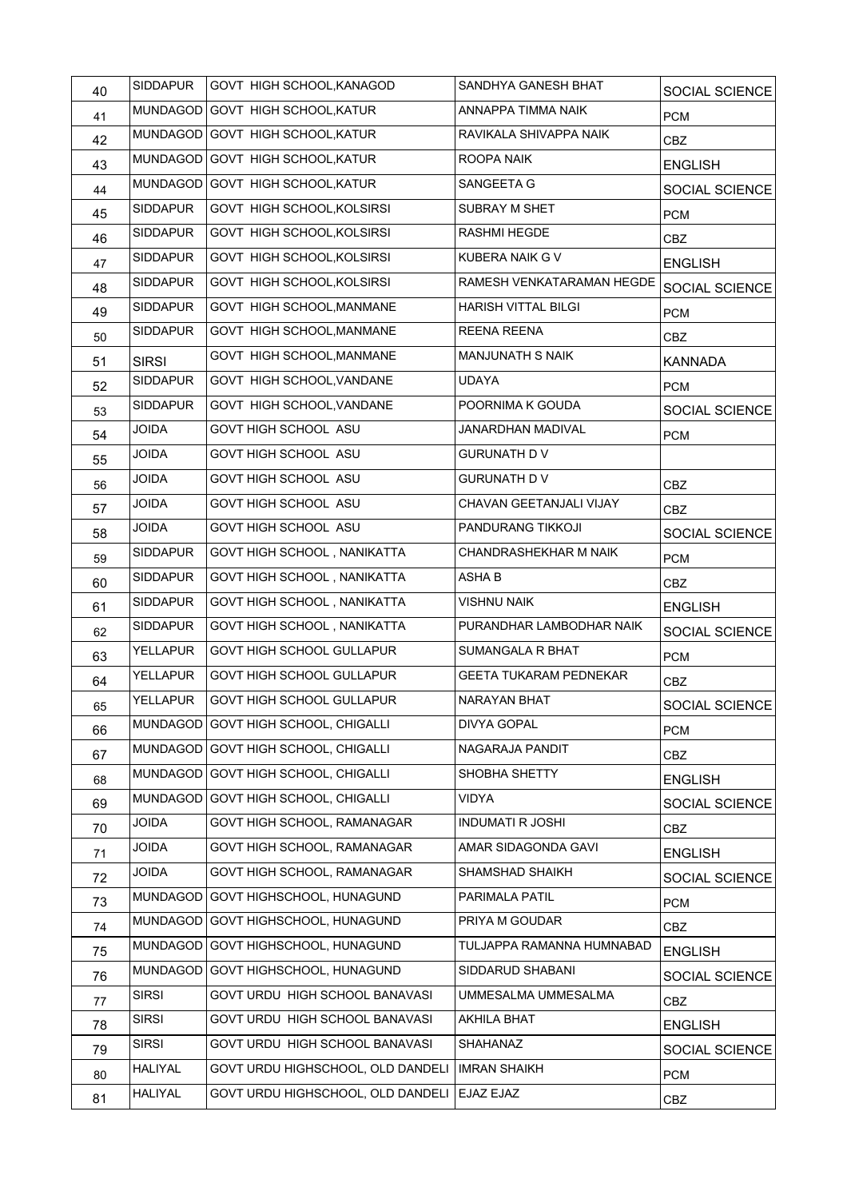| | | | | |
|---|---|---|---|---|
| 40 | SIDDAPUR | GOVT HIGH SCHOOL,KANAGOD | SANDHYA GANESH BHAT | SOCIAL SCIENCE |
| 41 | MUNDAGOD | GOVT HIGH SCHOOL,KATUR | ANNAPPA TIMMA NAIK | PCM |
| 42 | MUNDAGOD | GOVT HIGH SCHOOL,KATUR | RAVIKALA SHIVAPPA NAIK | CBZ |
| 43 | MUNDAGOD | GOVT HIGH SCHOOL,KATUR | ROOPA NAIK | ENGLISH |
| 44 | MUNDAGOD | GOVT HIGH SCHOOL,KATUR | SANGEETA G | SOCIAL SCIENCE |
| 45 | SIDDAPUR | GOVT HIGH SCHOOL,KOLSIRSI | SUBRAY M SHET | PCM |
| 46 | SIDDAPUR | GOVT HIGH SCHOOL,KOLSIRSI | RASHMI HEGDE | CBZ |
| 47 | SIDDAPUR | GOVT HIGH SCHOOL,KOLSIRSI | KUBERA NAIK G V | ENGLISH |
| 48 | SIDDAPUR | GOVT HIGH SCHOOL,KOLSIRSI | RAMESH VENKATARAMAN HEGDE | SOCIAL SCIENCE |
| 49 | SIDDAPUR | GOVT HIGH SCHOOL,MANMANE | HARISH VITTAL BILGI | PCM |
| 50 | SIDDAPUR | GOVT HIGH SCHOOL,MANMANE | REENA REENA | CBZ |
| 51 | SIRSI | GOVT HIGH SCHOOL,MANMANE | MANJUNATH S NAIK | KANNADA |
| 52 | SIDDAPUR | GOVT HIGH SCHOOL,VANDANE | UDAYA | PCM |
| 53 | SIDDAPUR | GOVT HIGH SCHOOL,VANDANE | POORNIMA K GOUDA | SOCIAL SCIENCE |
| 54 | JOIDA | GOVT HIGH SCHOOL ASU | JANARDHAN MADIVAL | PCM |
| 55 | JOIDA | GOVT HIGH SCHOOL ASU | GURUNATH D V | |
| 56 | JOIDA | GOVT HIGH SCHOOL ASU | GURUNATH D V | CBZ |
| 57 | JOIDA | GOVT HIGH SCHOOL ASU | CHAVAN GEETANJALI VIJAY | CBZ |
| 58 | JOIDA | GOVT HIGH SCHOOL ASU | PANDURANG TIKKOJI | SOCIAL SCIENCE |
| 59 | SIDDAPUR | GOVT HIGH SCHOOL , NANIKATTA | CHANDRASHEKHAR M NAIK | PCM |
| 60 | SIDDAPUR | GOVT HIGH SCHOOL , NANIKATTA | ASHA B | CBZ |
| 61 | SIDDAPUR | GOVT HIGH SCHOOL , NANIKATTA | VISHNU NAIK | ENGLISH |
| 62 | SIDDAPUR | GOVT HIGH SCHOOL , NANIKATTA | PURANDHAR LAMBODHAR NAIK | SOCIAL SCIENCE |
| 63 | YELLAPUR | GOVT HIGH SCHOOL GULLAPUR | SUMANGALA R BHAT | PCM |
| 64 | YELLAPUR | GOVT HIGH SCHOOL GULLAPUR | GEETA TUKARAM PEDNEKAR | CBZ |
| 65 | YELLAPUR | GOVT HIGH SCHOOL GULLAPUR | NARAYAN BHAT | SOCIAL SCIENCE |
| 66 | MUNDAGOD | GOVT HIGH SCHOOL, CHIGALLI | DIVYA GOPAL | PCM |
| 67 | MUNDAGOD | GOVT HIGH SCHOOL, CHIGALLI | NAGARAJA PANDIT | CBZ |
| 68 | MUNDAGOD | GOVT HIGH SCHOOL, CHIGALLI | SHOBHA SHETTY | ENGLISH |
| 69 | MUNDAGOD | GOVT HIGH SCHOOL, CHIGALLI | VIDYA | SOCIAL SCIENCE |
| 70 | JOIDA | GOVT HIGH SCHOOL, RAMANAGAR | INDUMATI R JOSHI | CBZ |
| 71 | JOIDA | GOVT HIGH SCHOOL, RAMANAGAR | AMAR SIDAGONDA GAVI | ENGLISH |
| 72 | JOIDA | GOVT HIGH SCHOOL, RAMANAGAR | SHAMSHAD SHAIKH | SOCIAL SCIENCE |
| 73 | MUNDAGOD | GOVT HIGHSCHOOL, HUNAGUND | PARIMALA PATIL | PCM |
| 74 | MUNDAGOD | GOVT HIGHSCHOOL, HUNAGUND | PRIYA M GOUDAR | CBZ |
| 75 | MUNDAGOD | GOVT HIGHSCHOOL, HUNAGUND | TULJAPPA RAMANNA HUMNABAD | ENGLISH |
| 76 | MUNDAGOD | GOVT HIGHSCHOOL, HUNAGUND | SIDDARUD SHABANI | SOCIAL SCIENCE |
| 77 | SIRSI | GOVT URDU HIGH SCHOOL BANAVASI | UMMESALMA UMMESALMA | CBZ |
| 78 | SIRSI | GOVT URDU HIGH SCHOOL BANAVASI | AKHILA BHAT | ENGLISH |
| 79 | SIRSI | GOVT URDU HIGH SCHOOL BANAVASI | SHAHANAZ | SOCIAL SCIENCE |
| 80 | HALIYAL | GOVT URDU HIGHSCHOOL, OLD DANDELI | IMRAN SHAIKH | PCM |
| 81 | HALIYAL | GOVT URDU HIGHSCHOOL, OLD DANDELI | EJAZ EJAZ | CBZ |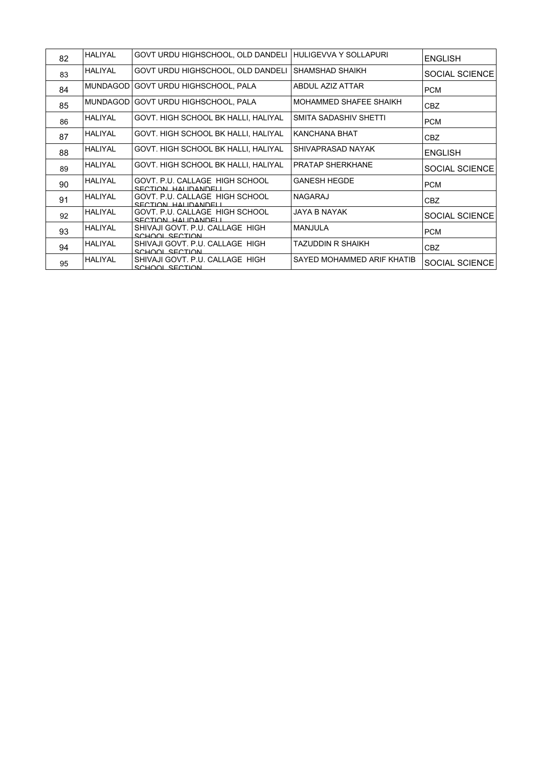| | | | | |
|---|---|---|---|---|
| 82 | HALIYAL | GOVT URDU HIGHSCHOOL, OLD DANDELI | HULIGEVVA Y SOLLAPURI | ENGLISH |
| 83 | HALIYAL | GOVT URDU HIGHSCHOOL, OLD DANDELI | SHAMSHAD SHAIKH | SOCIAL SCIENCE |
| 84 | MUNDAGOD | GOVT URDU HIGHSCHOOL, PALA | ABDUL AZIZ ATTAR | PCM |
| 85 | MUNDAGOD | GOVT URDU HIGHSCHOOL, PALA | MOHAMMED SHAFEE SHAIKH | CBZ |
| 86 | HALIYAL | GOVT. HIGH SCHOOL BK HALLI, HALIYAL | SMITA SADASHIV SHETTI | PCM |
| 87 | HALIYAL | GOVT. HIGH SCHOOL BK HALLI, HALIYAL | KANCHANA BHAT | CBZ |
| 88 | HALIYAL | GOVT. HIGH SCHOOL BK HALLI, HALIYAL | SHIVAPRASAD NAYAK | ENGLISH |
| 89 | HALIYAL | GOVT. HIGH SCHOOL BK HALLI, HALIYAL | PRATAP SHERKHANE | SOCIAL SCIENCE |
| 90 | HALIYAL | GOVT. P.U. CALLAGE HIGH SCHOOL SECTION HALIDANDELI | GANESH HEGDE | PCM |
| 91 | HALIYAL | GOVT. P.U. CALLAGE HIGH SCHOOL SECTION HALIDANDELI | NAGARAJ | CBZ |
| 92 | HALIYAL | GOVT. P.U. CALLAGE HIGH SCHOOL SECTION HALIDANDELI | JAYA B NAYAK | SOCIAL SCIENCE |
| 93 | HALIYAL | SHIVAJI GOVT. P.U. CALLAGE HIGH SCHOOL SECTION | MANJULA | PCM |
| 94 | HALIYAL | SHIVAJI GOVT. P.U. CALLAGE HIGH SCHOOL SECTION | TAZUDDIN R SHAIKH | CBZ |
| 95 | HALIYAL | SHIVAJI GOVT. P.U. CALLAGE HIGH SCHOOL SECTION | SAYED MOHAMMED ARIF KHATIB | SOCIAL SCIENCE |